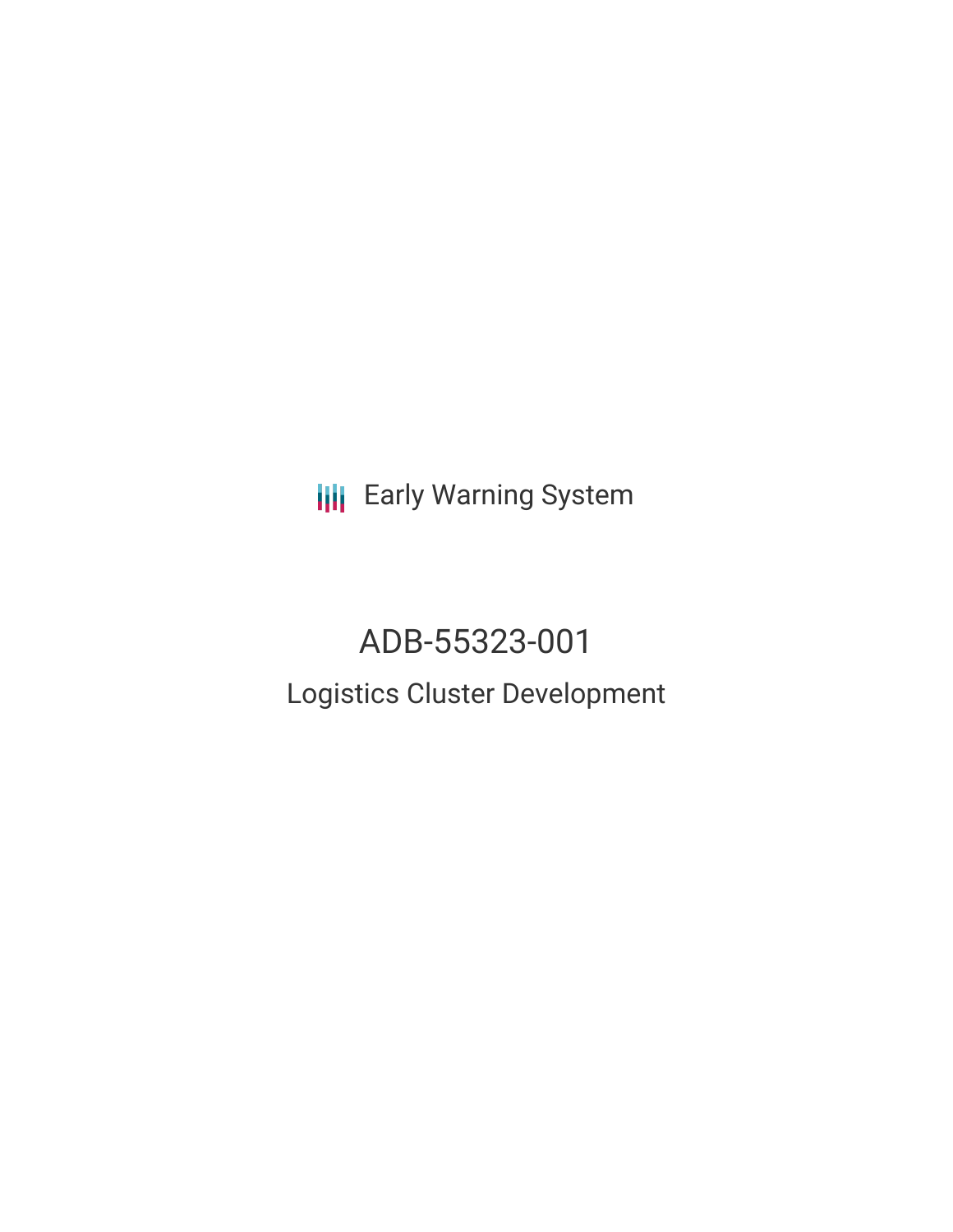Early Warning System

# ADB-55323-001

## Logistics Cluster Development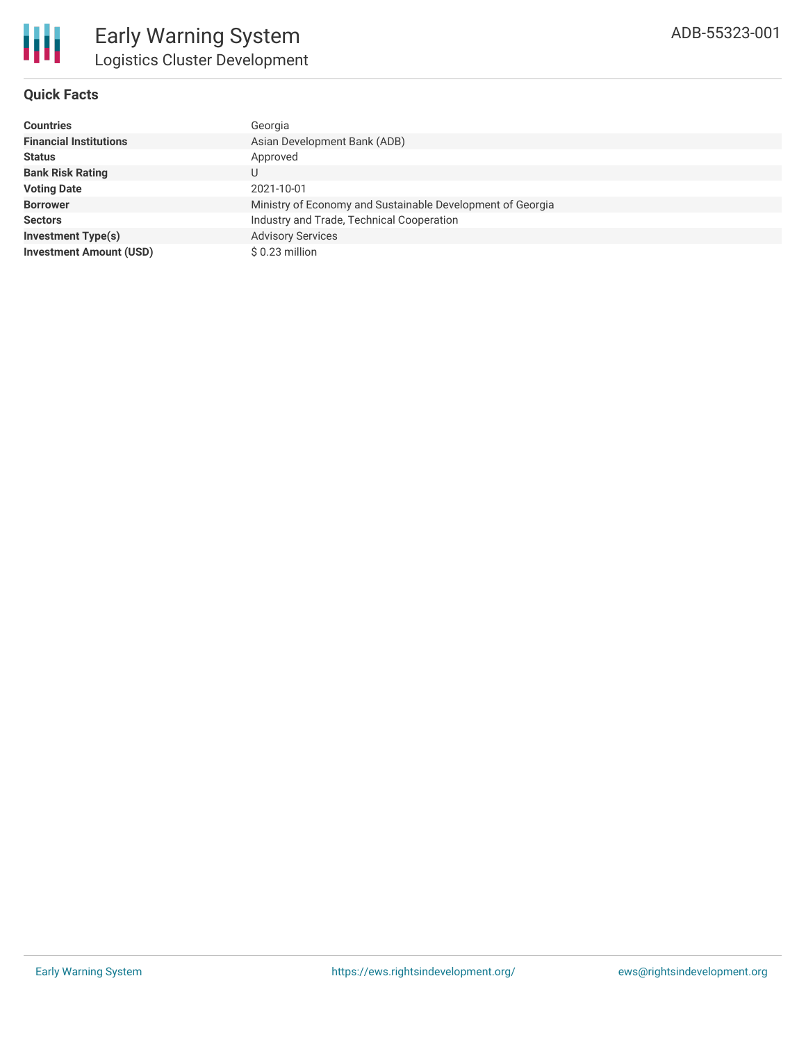# Early Warning System

## Logistics Cluster Development

ADB-55323-001

### Quick Facts

| | |
|---|---|
| **Countries** | Georgia |
| **Financial Institutions** | Asian Development Bank (ADB) |
| **Status** | Approved |
| **Bank Risk Rating** | U |
| **Voting Date** | 2021-10-01 |
| **Borrower** | Ministry of Economy and Sustainable Development of Georgia |
| **Sectors** | Industry and Trade, Technical Cooperation |
| **Investment Type(s)** | Advisory Services |
| **Investment Amount (USD)** | $ 0.23 million |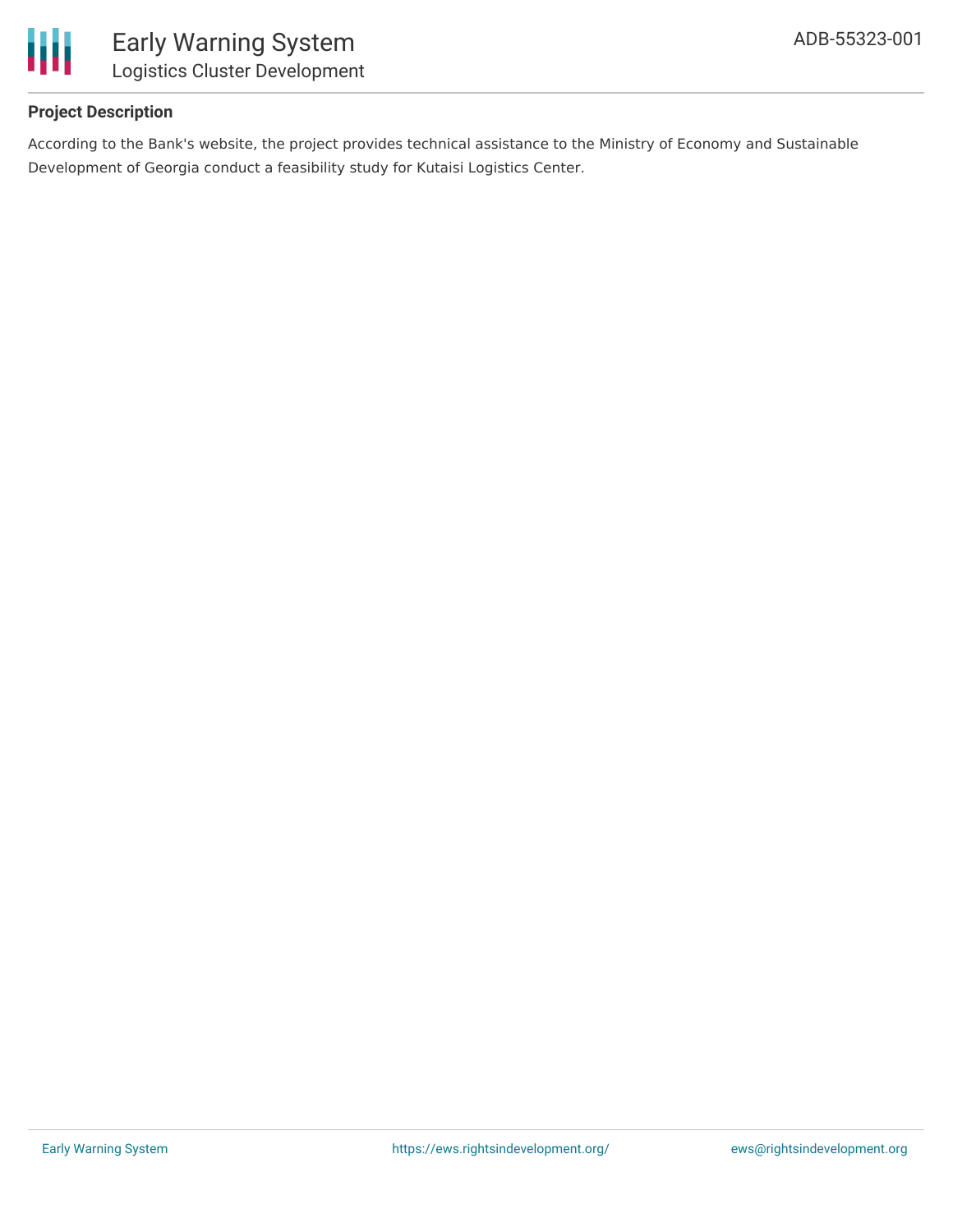**Project Description**

According to the Bank's website, the project provides technical assistance to the Ministry of Economy and Sustainable Development of Georgia conduct a feasibility study for Kutaisi Logistics Center.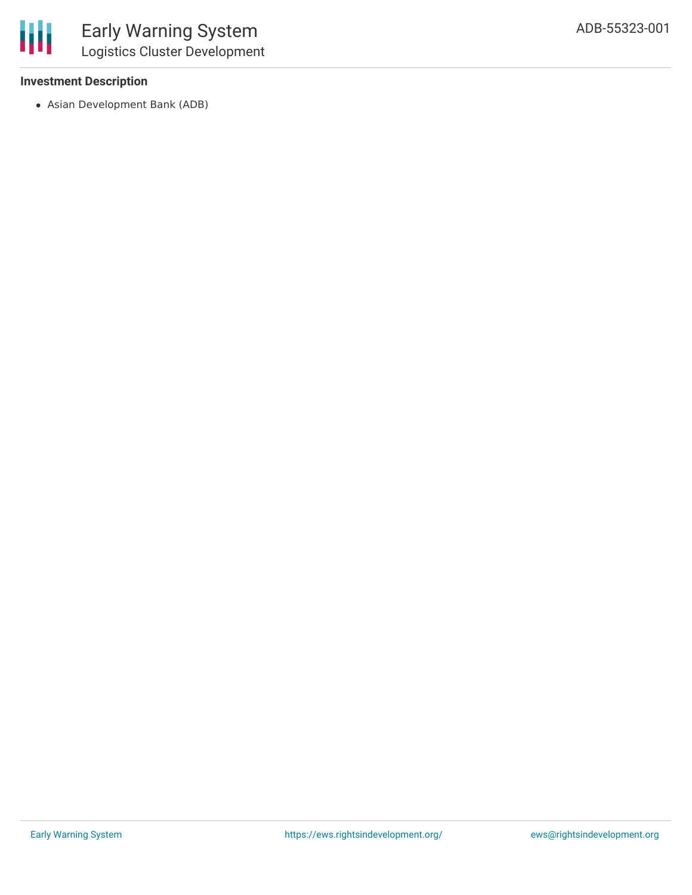### Investment Description

- Asian Development Bank (ADB)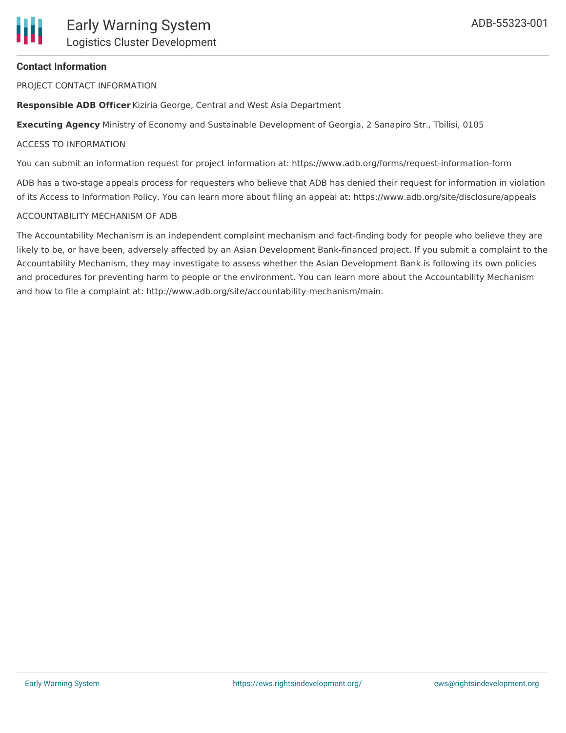## Contact Information

PROJECT CONTACT INFORMATION

**Responsible ADB Officer** Kiziria George, Central and West Asia Department

**Executing Agency** Ministry of Economy and Sustainable Development of Georgia, 2 Sanapiro Str., Tbilisi, 0105

ACCESS TO INFORMATION

You can submit an information request for project information at: https://www.adb.org/forms/request-information-form

ADB has a two-stage appeals process for requesters who believe that ADB has denied their request for information in violation of its Access to Information Policy. You can learn more about filing an appeal at: https://www.adb.org/site/disclosure/appeals

ACCOUNTABILITY MECHANISM OF ADB

The Accountability Mechanism is an independent complaint mechanism and fact-finding body for people who believe they are likely to be, or have been, adversely affected by an Asian Development Bank-financed project. If you submit a complaint to the Accountability Mechanism, they may investigate to assess whether the Asian Development Bank is following its own policies and procedures for preventing harm to people or the environment. You can learn more about the Accountability Mechanism and how to file a complaint at: http://www.adb.org/site/accountability-mechanism/main.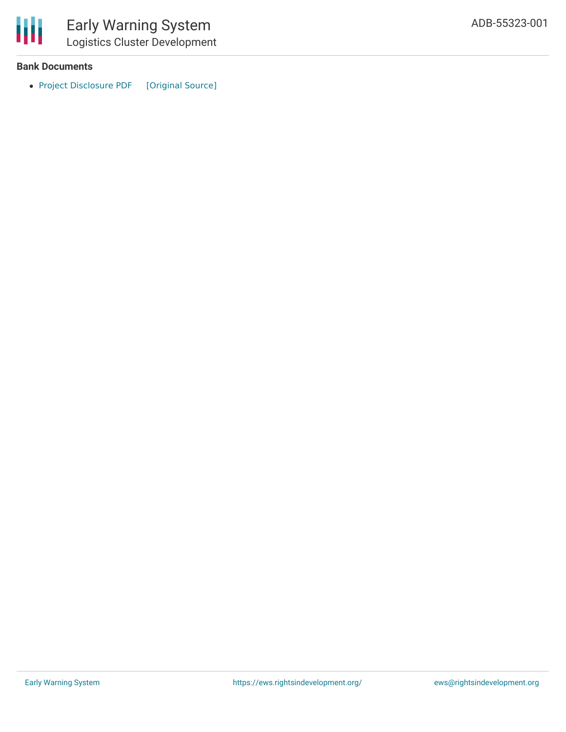## Bank Documents

- Project Disclosure PDF [Original Source]